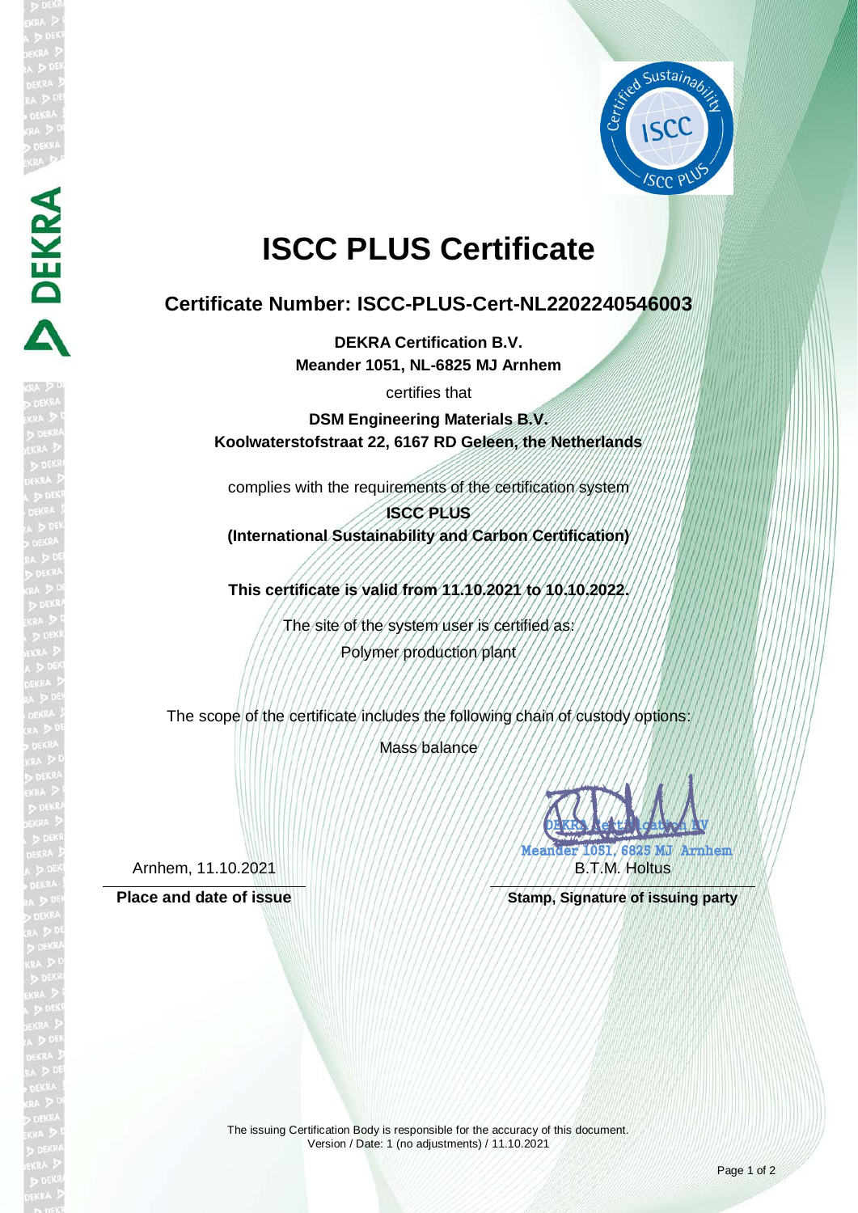# ISCC PLUS Certificate

## Certificate Number: ISCC-PLUS-Cert-NL2202240546003

**DEKRA Certification B.V.**
**Meander 1051, NL-6825 MJ Arnhem**

certifies that

**DSM Engineering Materials B.V.**
**Koolwaterstofstraat 22, 6167 RD Geleen, the Netherlands**

complies with the requirements of the certification system

**ISCC PLUS**
**(International Sustainability and Carbon Certification)**

**This certificate is valid from 11.10.2021 to 10.10.2022.**

The site of the system user is certified as:
Polymer production plant

The scope of the certificate includes the following chain of custody options:

Mass balance

DEKRA Certification BV
Meander 1051, 6825 MJ Arnhem

Arnhem, 11.10.2021 | B.T.M. Holtus

**Place and date of issue** | **Stamp, Signature of issuing party**

The issuing Certification Body is responsible for the accuracy of this document.
Version / Date: 1 (no adjustments) / 11.10.2021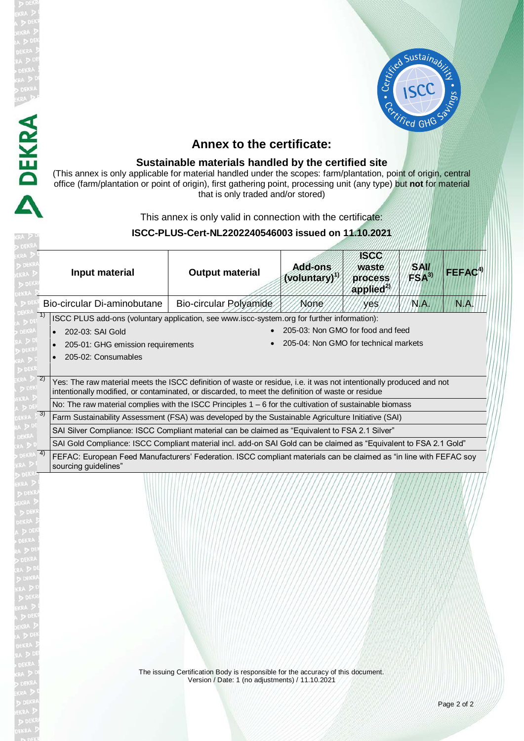# Annex to the certificate:

## Sustainable materials handled by the certified site

(This annex is only applicable for material handled under the scopes: farm/plantation, point of origin, central office (farm/plantation or point of origin), first gathering point, processing unit (any type) but **not** for material that is only traded and/or stored)

This annex is only valid in connection with the certificate:

**ISCC-PLUS-Cert-NL2202240546003 issued on 11.10.2021**

| Input material | Output material | Add-ons (voluntary)[1] | ISCC waste process applied[2] | SAI/ FSA[3] | FEFAC[4] |
|---|---|---|---|---|---|
| Bio-circular Di-aminobutane | Bio-circular Polyamide | None | yes | N.A. | N.A. |

[1] ISCC PLUS add-ons (voluntary application, see www.iscc-system.org for further information):

- 202-03: SAI Gold
- 205-01: GHG emission requirements
- 205-02: Consumables
- 205-03: Non GMO for food and feed
- 205-04: Non GMO for technical markets

[2] Yes: The raw material meets the ISCC definition of waste or residue, i.e. it was not intentionally produced and not intentionally modified, or contaminated, or discarded, to meet the definition of waste or residue

No: The raw material complies with the ISCC Principles 1 – 6 for the cultivation of sustainable biomass

[3] Farm Sustainability Assessment (FSA) was developed by the Sustainable Agriculture Initiative (SAI)

SAI Silver Compliance: ISCC Compliant material can be claimed as "Equivalent to FSA 2.1 Silver"

SAI Gold Compliance: ISCC Compliant material incl. add-on SAI Gold can be claimed as "Equivalent to FSA 2.1 Gold"

[4] FEFAC: European Feed Manufacturers' Federation. ISCC compliant materials can be claimed as "in line with FEFAC soy sourcing guidelines"

The issuing Certification Body is responsible for the accuracy of this document.
Version / Date: 1 (no adjustments) / 11.10.2021